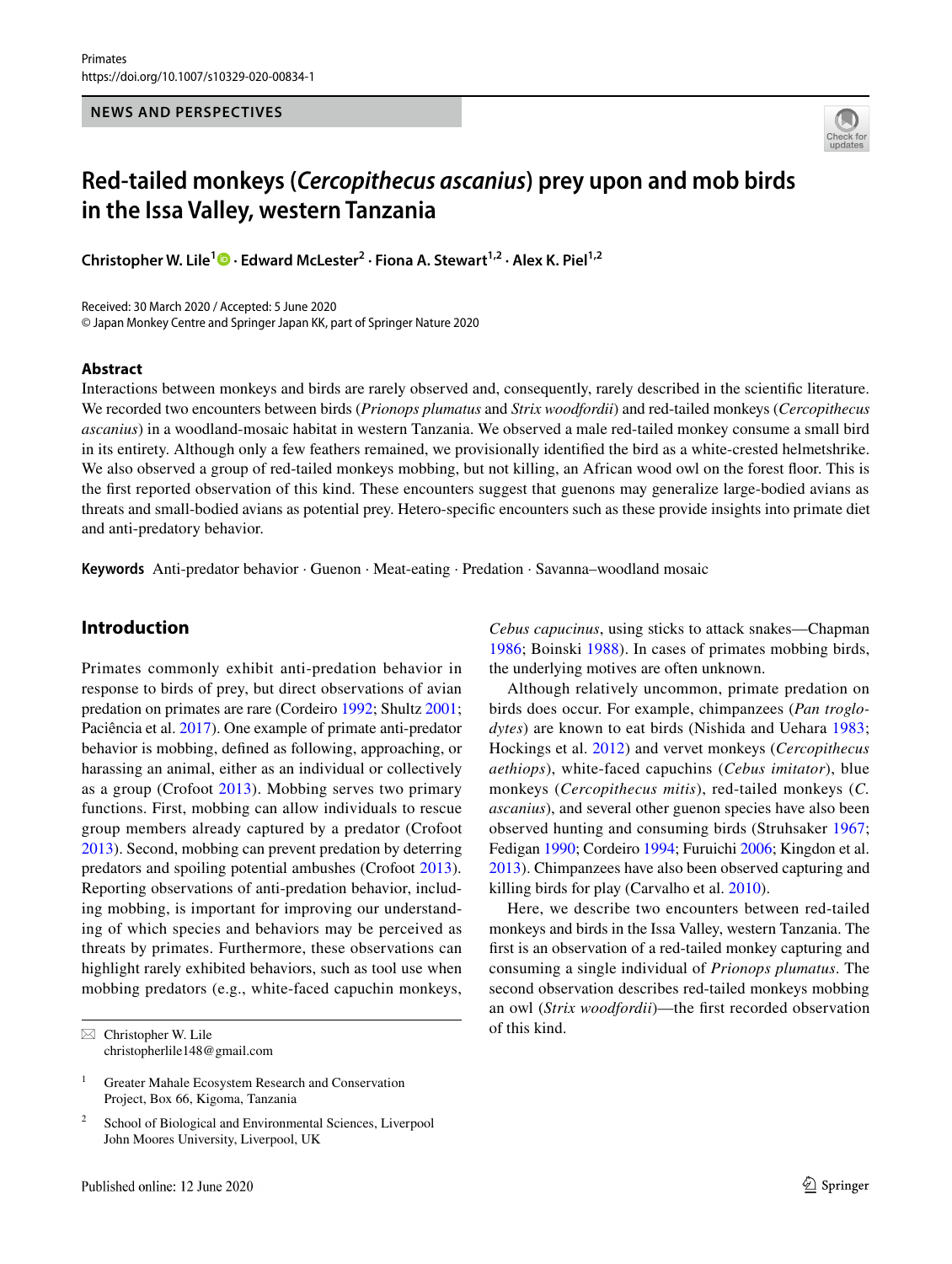NEWS AND PERSPECTIVES

# Red-tailed monkeys (*Cercopithecus ascanius*) prey upon and mob birds in the Issa Valley, western Tanzania

**Christopher W. Lile**[1] · **Edward McLester**[2] · **Fiona A. Stewart**[1,2] · **Alex K. Piel**[1,2]

Received: 30 March 2020 / Accepted: 5 June 2020
© Japan Monkey Centre and Springer Japan KK, part of Springer Nature 2020

## Abstract

Interactions between monkeys and birds are rarely observed and, consequently, rarely described in the scientific literature. We recorded two encounters between birds (*Prionops plumatus* and *Strix woodfordii*) and red-tailed monkeys (*Cercopithecus ascanius*) in a woodland-mosaic habitat in western Tanzania. We observed a male red-tailed monkey consume a small bird in its entirety. Although only a few feathers remained, we provisionally identified the bird as a white-crested helmetshrike. We also observed a group of red-tailed monkeys mobbing, but not killing, an African wood owl on the forest floor. This is the first reported observation of this kind. These encounters suggest that guenons may generalize large-bodied avians as threats and small-bodied avians as potential prey. Hetero-specific encounters such as these provide insights into primate diet and anti-predatory behavior.

**Keywords** Anti-predator behavior · Guenon · Meat-eating · Predation · Savanna–woodland mosaic

## Introduction

Primates commonly exhibit anti-predation behavior in response to birds of prey, but direct observations of avian predation on primates are rare (Cordeiro 1992; Shultz 2001; Paciência et al. 2017). One example of primate anti-predator behavior is mobbing, defined as following, approaching, or harassing an animal, either as an individual or collectively as a group (Crofoot 2013). Mobbing serves two primary functions. First, mobbing can allow individuals to rescue group members already captured by a predator (Crofoot 2013). Second, mobbing can prevent predation by deterring predators and spoiling potential ambushes (Crofoot 2013). Reporting observations of anti-predation behavior, including mobbing, is important for improving our understanding of which species and behaviors may be perceived as threats by primates. Furthermore, these observations can highlight rarely exhibited behaviors, such as tool use when mobbing predators (e.g., white-faced capuchin monkeys, *Cebus capucinus*, using sticks to attack snakes—Chapman 1986; Boinski 1988). In cases of primates mobbing birds, the underlying motives are often unknown.

Although relatively uncommon, primate predation on birds does occur. For example, chimpanzees (*Pan troglodytes*) are known to eat birds (Nishida and Uehara 1983; Hockings et al. 2012) and vervet monkeys (*Cercopithecus aethiops*), white-faced capuchins (*Cebus imitator*), blue monkeys (*Cercopithecus mitis*), red-tailed monkeys (*C. ascanius*), and several other guenon species have also been observed hunting and consuming birds (Struhsaker 1967; Fedigan 1990; Cordeiro 1994; Furuichi 2006; Kingdon et al. 2013). Chimpanzees have also been observed capturing and killing birds for play (Carvalho et al. 2010).

Here, we describe two encounters between red-tailed monkeys and birds in the Issa Valley, western Tanzania. The first is an observation of a red-tailed monkey capturing and consuming a single individual of *Prionops plumatus*. The second observation describes red-tailed monkeys mobbing an owl (*Strix woodfordii*)—the first recorded observation of this kind.

✉ Christopher W. Lile
christopherlile148@gmail.com

[1] Greater Mahale Ecosystem Research and Conservation Project, Box 66, Kigoma, Tanzania

[2] School of Biological and Environmental Sciences, Liverpool John Moores University, Liverpool, UK

Published online: 12 June 2020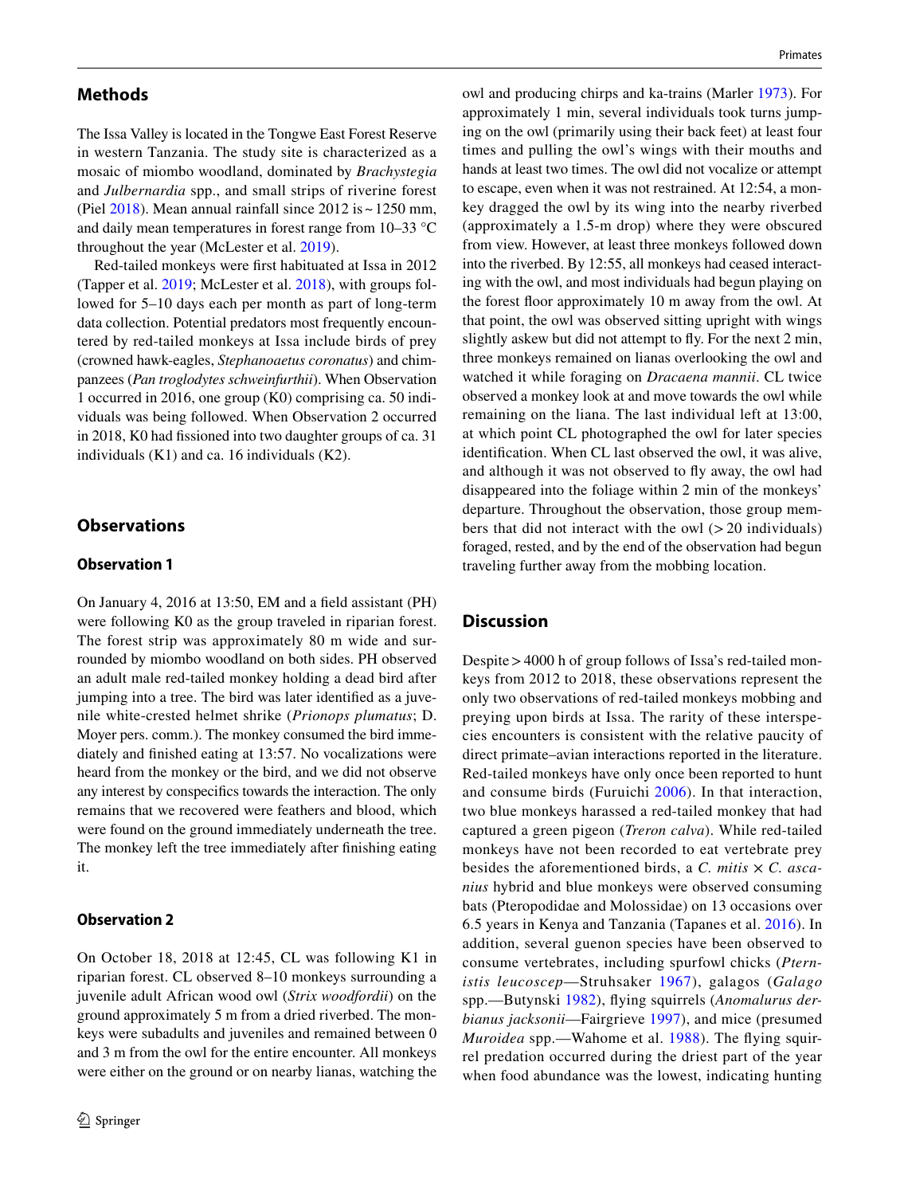## Methods

The Issa Valley is located in the Tongwe East Forest Reserve in western Tanzania. The study site is characterized as a mosaic of miombo woodland, dominated by *Brachystegia* and *Julbernardia* spp., and small strips of riverine forest (Piel 2018). Mean annual rainfall since 2012 is ~ 1250 mm, and daily mean temperatures in forest range from 10–33 °C throughout the year (McLester et al. 2019).

Red-tailed monkeys were first habituated at Issa in 2012 (Tapper et al. 2019; McLester et al. 2018), with groups followed for 5–10 days each per month as part of long-term data collection. Potential predators most frequently encountered by red-tailed monkeys at Issa include birds of prey (crowned hawk-eagles, *Stephanoaetus coronatus*) and chimpanzees (*Pan troglodytes schweinfurthii*). When Observation 1 occurred in 2016, one group (K0) comprising ca. 50 individuals was being followed. When Observation 2 occurred in 2018, K0 had fissioned into two daughter groups of ca. 31 individuals (K1) and ca. 16 individuals (K2).

## Observations

### Observation 1

On January 4, 2016 at 13:50, EM and a field assistant (PH) were following K0 as the group traveled in riparian forest. The forest strip was approximately 80 m wide and surrounded by miombo woodland on both sides. PH observed an adult male red-tailed monkey holding a dead bird after jumping into a tree. The bird was later identified as a juvenile white-crested helmet shrike (*Prionops plumatus*; D. Moyer pers. comm.). The monkey consumed the bird immediately and finished eating at 13:57. No vocalizations were heard from the monkey or the bird, and we did not observe any interest by conspecifics towards the interaction. The only remains that we recovered were feathers and blood, which were found on the ground immediately underneath the tree. The monkey left the tree immediately after finishing eating it.

### Observation 2

On October 18, 2018 at 12:45, CL was following K1 in riparian forest. CL observed 8–10 monkeys surrounding a juvenile adult African wood owl (*Strix woodfordii*) on the ground approximately 5 m from a dried riverbed. The monkeys were subadults and juveniles and remained between 0 and 3 m from the owl for the entire encounter. All monkeys were either on the ground or on nearby lianas, watching the owl and producing chirps and ka-trains (Marler 1973). For approximately 1 min, several individuals took turns jumping on the owl (primarily using their back feet) at least four times and pulling the owl's wings with their mouths and hands at least two times. The owl did not vocalize or attempt to escape, even when it was not restrained. At 12:54, a monkey dragged the owl by its wing into the nearby riverbed (approximately a 1.5-m drop) where they were obscured from view. However, at least three monkeys followed down into the riverbed. By 12:55, all monkeys had ceased interacting with the owl, and most individuals had begun playing on the forest floor approximately 10 m away from the owl. At that point, the owl was observed sitting upright with wings slightly askew but did not attempt to fly. For the next 2 min, three monkeys remained on lianas overlooking the owl and watched it while foraging on *Dracaena mannii*. CL twice observed a monkey look at and move towards the owl while remaining on the liana. The last individual left at 13:00, at which point CL photographed the owl for later species identification. When CL last observed the owl, it was alive, and although it was not observed to fly away, the owl had disappeared into the foliage within 2 min of the monkeys' departure. Throughout the observation, those group members that did not interact with the owl (> 20 individuals) foraged, rested, and by the end of the observation had begun traveling further away from the mobbing location.

## Discussion

Despite > 4000 h of group follows of Issa's red-tailed monkeys from 2012 to 2018, these observations represent the only two observations of red-tailed monkeys mobbing and preying upon birds at Issa. The rarity of these interspecies encounters is consistent with the relative paucity of direct primate–avian interactions reported in the literature. Red-tailed monkeys have only once been reported to hunt and consume birds (Furuichi 2006). In that interaction, two blue monkeys harassed a red-tailed monkey that had captured a green pigeon (*Treron calva*). While red-tailed monkeys have not been recorded to eat vertebrate prey besides the aforementioned birds, a *C. mitis* × *C. ascanius* hybrid and blue monkeys were observed consuming bats (Pteropodidae and Molossidae) on 13 occasions over 6.5 years in Kenya and Tanzania (Tapanes et al. 2016). In addition, several guenon species have been observed to consume vertebrates, including spurfowl chicks (*Pternistis leucoscep*—Struhsaker 1967), galagos (*Galago* spp.—Butynski 1982), flying squirrels (*Anomalurus derbianus jacksonii*—Fairgrieve 1997), and mice (presumed *Muroidea* spp.—Wahome et al. 1988). The flying squirrel predation occurred during the driest part of the year when food abundance was the lowest, indicating hunting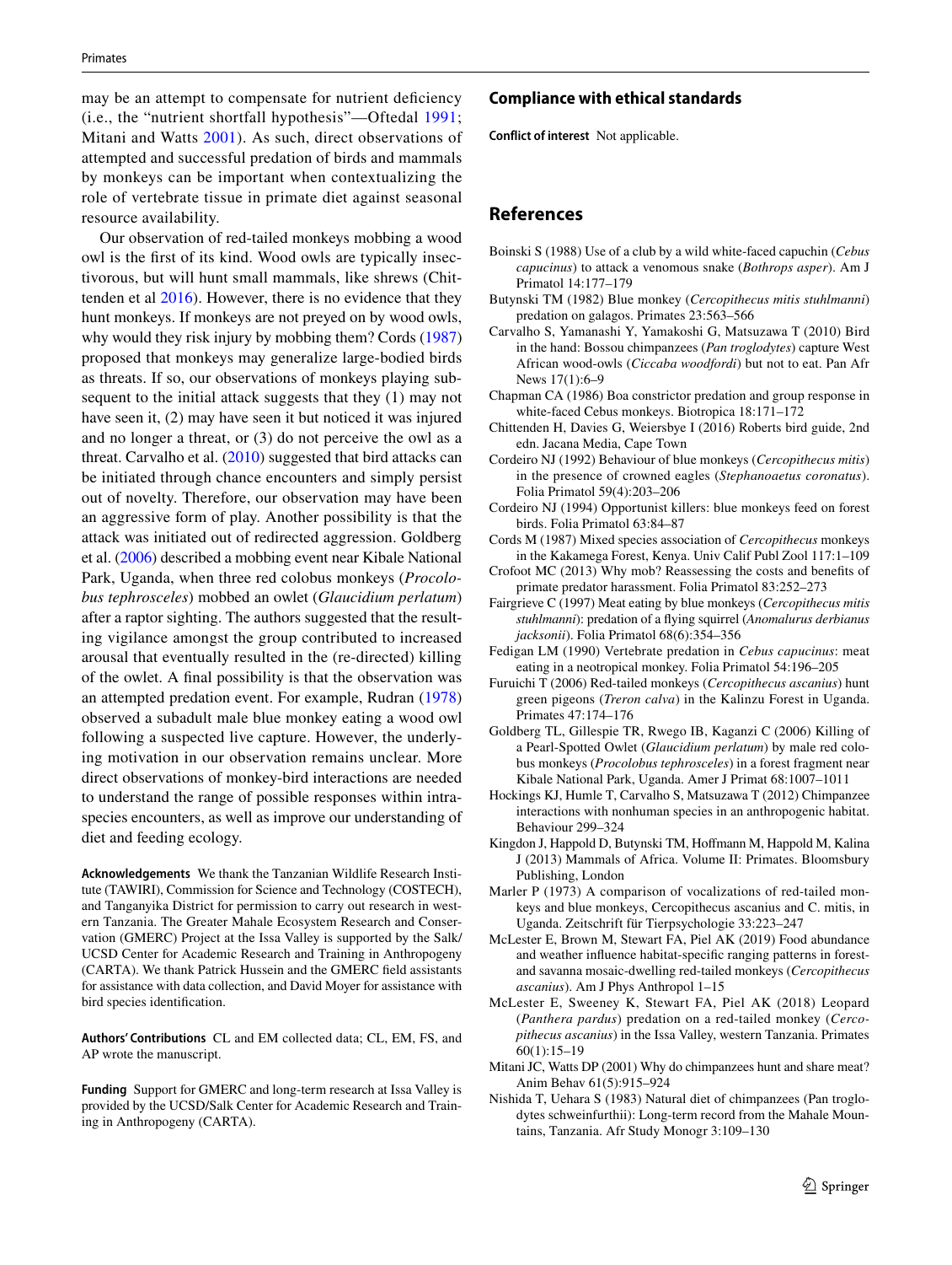may be an attempt to compensate for nutrient deficiency (i.e., the "nutrient shortfall hypothesis"—Oftedal 1991; Mitani and Watts 2001). As such, direct observations of attempted and successful predation of birds and mammals by monkeys can be important when contextualizing the role of vertebrate tissue in primate diet against seasonal resource availability.

Our observation of red-tailed monkeys mobbing a wood owl is the first of its kind. Wood owls are typically insectivorous, but will hunt small mammals, like shrews (Chittenden et al 2016). However, there is no evidence that they hunt monkeys. If monkeys are not preyed on by wood owls, why would they risk injury by mobbing them? Cords (1987) proposed that monkeys may generalize large-bodied birds as threats. If so, our observations of monkeys playing subsequent to the initial attack suggests that they (1) may not have seen it, (2) may have seen it but noticed it was injured and no longer a threat, or (3) do not perceive the owl as a threat. Carvalho et al. (2010) suggested that bird attacks can be initiated through chance encounters and simply persist out of novelty. Therefore, our observation may have been an aggressive form of play. Another possibility is that the attack was initiated out of redirected aggression. Goldberg et al. (2006) described a mobbing event near Kibale National Park, Uganda, when three red colobus monkeys (*Procolobus tephrosceles*) mobbed an owlet (*Glaucidium perlatum*) after a raptor sighting. The authors suggested that the resulting vigilance amongst the group contributed to increased arousal that eventually resulted in the (re-directed) killing of the owlet. A final possibility is that the observation was an attempted predation event. For example, Rudran (1978) observed a subadult male blue monkey eating a wood owl following a suspected live capture. However, the underlying motivation in our observation remains unclear. More direct observations of monkey-bird interactions are needed to understand the range of possible responses within intraspecies encounters, as well as improve our understanding of diet and feeding ecology.

**Acknowledgements** We thank the Tanzanian Wildlife Research Institute (TAWIRI), Commission for Science and Technology (COSTECH), and Tanganyika District for permission to carry out research in western Tanzania. The Greater Mahale Ecosystem Research and Conservation (GMERC) Project at the Issa Valley is supported by the Salk/UCSD Center for Academic Research and Training in Anthropogeny (CARTA). We thank Patrick Hussein and the GMERC field assistants for assistance with data collection, and David Moyer for assistance with bird species identification.

**Authors' Contributions** CL and EM collected data; CL, EM, FS, and AP wrote the manuscript.

**Funding** Support for GMERC and long-term research at Issa Valley is provided by the UCSD/Salk Center for Academic Research and Training in Anthropogeny (CARTA).

## Compliance with ethical standards

**Conflict of interest** Not applicable.

## References

Boinski S (1988) Use of a club by a wild white-faced capuchin (*Cebus capucinus*) to attack a venomous snake (*Bothrops asper*). Am J Primatol 14:177–179

Butynski TM (1982) Blue monkey (*Cercopithecus mitis stuhlmanni*) predation on galagos. Primates 23:563–566

Carvalho S, Yamanashi Y, Yamakoshi G, Matsuzawa T (2010) Bird in the hand: Bossou chimpanzees (*Pan troglodytes*) capture West African wood-owls (*Ciccaba woodfordi*) but not to eat. Pan Afr News 17(1):6–9

Chapman CA (1986) Boa constrictor predation and group response in white-faced Cebus monkeys. Biotropica 18:171–172

Chittenden H, Davies G, Weiersbye I (2016) Roberts bird guide, 2nd edn. Jacana Media, Cape Town

Cordeiro NJ (1992) Behaviour of blue monkeys (*Cercopithecus mitis*) in the presence of crowned eagles (*Stephanoaetus coronatus*). Folia Primatol 59(4):203–206

Cordeiro NJ (1994) Opportunist killers: blue monkeys feed on forest birds. Folia Primatol 63:84–87

Cords M (1987) Mixed species association of *Cercopithecus* monkeys in the Kakamega Forest, Kenya. Univ Calif Publ Zool 117:1–109

Crofoot MC (2013) Why mob? Reassessing the costs and benefits of primate predator harassment. Folia Primatol 83:252–273

Fairgrieve C (1997) Meat eating by blue monkeys (*Cercopithecus mitis stuhlmanni*): predation of a flying squirrel (*Anomalurus derbianus jacksonii*). Folia Primatol 68(6):354–356

Fedigan LM (1990) Vertebrate predation in *Cebus capucinus*: meat eating in a neotropical monkey. Folia Primatol 54:196–205

Furuichi T (2006) Red-tailed monkeys (*Cercopithecus ascanius*) hunt green pigeons (*Treron calva*) in the Kalinzu Forest in Uganda. Primates 47:174–176

Goldberg TL, Gillespie TR, Rwego IB, Kaganzi C (2006) Killing of a Pearl-Spotted Owlet (*Glaucidium perlatum*) by male red colobus monkeys (*Procolobus tephrosceles*) in a forest fragment near Kibale National Park, Uganda. Amer J Primat 68:1007–1011

Hockings KJ, Humle T, Carvalho S, Matsuzawa T (2012) Chimpanzee interactions with nonhuman species in an anthropogenic habitat. Behaviour 299–324

Kingdon J, Happold D, Butynski TM, Hoffmann M, Happold M, Kalina J (2013) Mammals of Africa. Volume II: Primates. Bloomsbury Publishing, London

Marler P (1973) A comparison of vocalizations of red-tailed monkeys and blue monkeys, Cercopithecus ascanius and C. mitis, in Uganda. Zeitschrift für Tierpsychologie 33:223–247

McLester E, Brown M, Stewart FA, Piel AK (2019) Food abundance and weather influence habitat-specific ranging patterns in forest- and savanna mosaic-dwelling red-tailed monkeys (*Cercopithecus ascanius*). Am J Phys Anthropol 1–15

McLester E, Sweeney K, Stewart FA, Piel AK (2018) Leopard (*Panthera pardus*) predation on a red-tailed monkey (*Cercopithecus ascanius*) in the Issa Valley, western Tanzania. Primates 60(1):15–19

Mitani JC, Watts DP (2001) Why do chimpanzees hunt and share meat? Anim Behav 61(5):915–924

Nishida T, Uehara S (1983) Natural diet of chimpanzees (Pan troglodytes schweinfurthii): Long-term record from the Mahale Mountains, Tanzania. Afr Study Monogr 3:109–130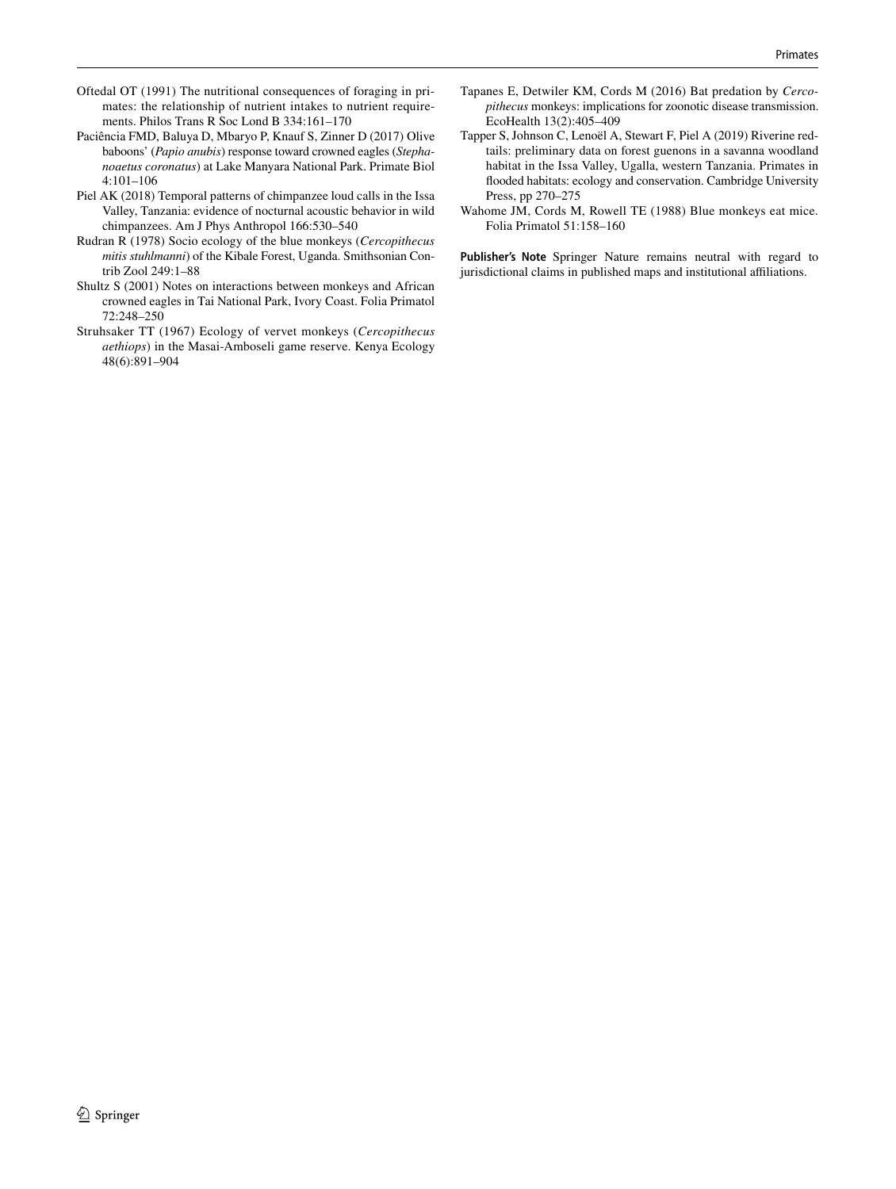Oftedal OT (1991) The nutritional consequences of foraging in primates: the relationship of nutrient intakes to nutrient requirements. Philos Trans R Soc Lond B 334:161–170

Paciência FMD, Baluya D, Mbaryo P, Knauf S, Zinner D (2017) Olive baboons' (*Papio anubis*) response toward crowned eagles (*Stephanoaetus coronatus*) at Lake Manyara National Park. Primate Biol 4:101–106

Piel AK (2018) Temporal patterns of chimpanzee loud calls in the Issa Valley, Tanzania: evidence of nocturnal acoustic behavior in wild chimpanzees. Am J Phys Anthropol 166:530–540

Rudran R (1978) Socio ecology of the blue monkeys (*Cercopithecus mitis stuhlmanni*) of the Kibale Forest, Uganda. Smithsonian Contrib Zool 249:1–88

Shultz S (2001) Notes on interactions between monkeys and African crowned eagles in Tai National Park, Ivory Coast. Folia Primatol 72:248–250

Struhsaker TT (1967) Ecology of vervet monkeys (*Cercopithecus aethiops*) in the Masai-Amboseli game reserve. Kenya Ecology 48(6):891–904

Tapanes E, Detwiler KM, Cords M (2016) Bat predation by *Cercopithecus* monkeys: implications for zoonotic disease transmission. EcoHealth 13(2):405–409

Tapper S, Johnson C, Lenoël A, Stewart F, Piel A (2019) Riverine redtails: preliminary data on forest guenons in a savanna woodland habitat in the Issa Valley, Ugalla, western Tanzania. Primates in flooded habitats: ecology and conservation. Cambridge University Press, pp 270–275

Wahome JM, Cords M, Rowell TE (1988) Blue monkeys eat mice. Folia Primatol 51:158–160

**Publisher's Note** Springer Nature remains neutral with regard to jurisdictional claims in published maps and institutional affiliations.